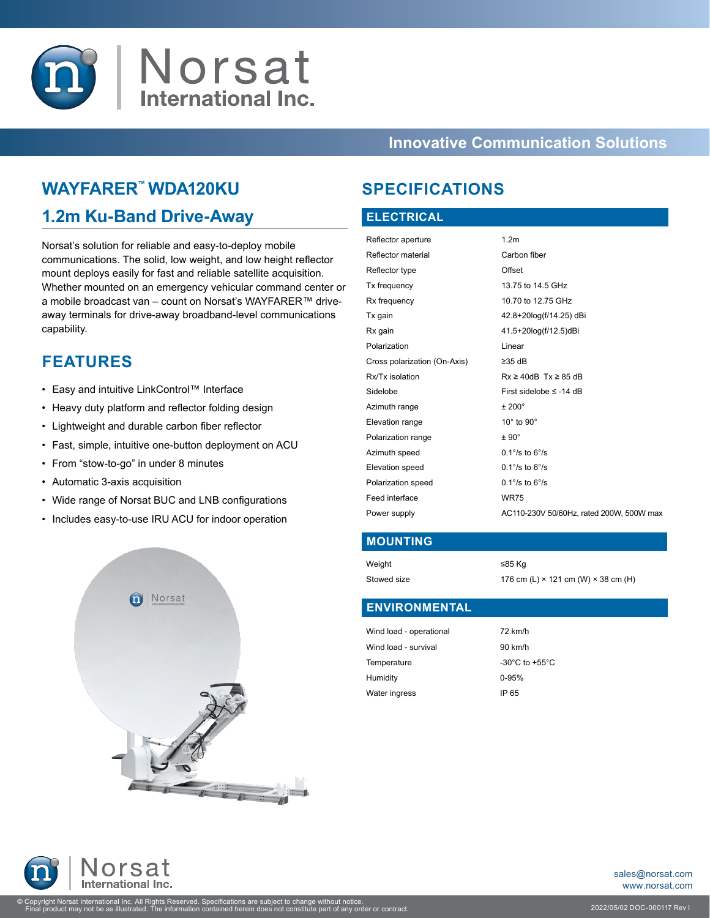# Norsat International Inc.

**Innovative Communication Solutions**

## WAYFARER™ WDA120KU

## 1.2m Ku-Band Drive-Away

Norsat's solution for reliable and easy-to-deploy mobile communications. The solid, low weight, and low height reflector mount deploys easily for fast and reliable satellite acquisition. Whether mounted on an emergency vehicular command center or a mobile broadcast van – count on Norsat's WAYFARER™ drive-away terminals for drive-away broadband-level communications capability.

## FEATURES

- Easy and intuitive LinkControl™ Interface
- Heavy duty platform and reflector folding design
- Lightweight and durable carbon fiber reflector
- Fast, simple, intuitive one-button deployment on ACU
- From "stow-to-go" in under 8 minutes
- Automatic 3-axis acquisition
- Wide range of Norsat BUC and LNB configurations
- Includes easy-to-use IRU ACU for indoor operation

## SPECIFICATIONS

### ELECTRICAL

| | |
|---|---|
| Reflector aperture | 1.2m |
| Reflector material | Carbon fiber |
| Reflector type | Offset |
| Tx frequency | 13.75 to 14.5 GHz |
| Rx frequency | 10.70 to 12.75 GHz |
| Tx gain | 42.8+20log(f/14.25) dBi |
| Rx gain | 41.5+20log(f/12.5)dBi |
| Polarization | Linear |
| Cross polarization (On-Axis) | ≥35 dB |
| Rx/Tx isolation | Rx ≥ 40dB Tx ≥ 85 dB |
| Sidelobe | First sidelobe ≤ -14 dB |
| Azimuth range | ± 200° |
| Elevation range | 10° to 90° |
| Polarization range | ± 90° |
| Azimuth speed | 0.1°/s to 6°/s |
| Elevation speed | 0.1°/s to 6°/s |
| Polarization speed | 0.1°/s to 6°/s |
| Feed interface | WR75 |
| Power supply | AC110-230V 50/60Hz, rated 200W, 500W max |

### MOUNTING

| | |
|---|---|
| Weight | ≤85 Kg |
| Stowed size | 176 cm (L) × 121 cm (W) × 38 cm (H) |

### ENVIRONMENTAL

| | |
|---|---|
| Wind load - operational | 72 km/h |
| Wind load - survival | 90 km/h |
| Temperature | -30°C to +55°C |
| Humidity | 0-95% |
| Water ingress | IP 65 |

sales@norsat.com
www.norsat.com

© Copyright Norsat International Inc. All Rights Reserved. Specifications are subject to change without notice.
Final product may not be as illustrated. The information contained herein does not constitute part of any order or contract.

2022/05/02 DOC-000117 Rev I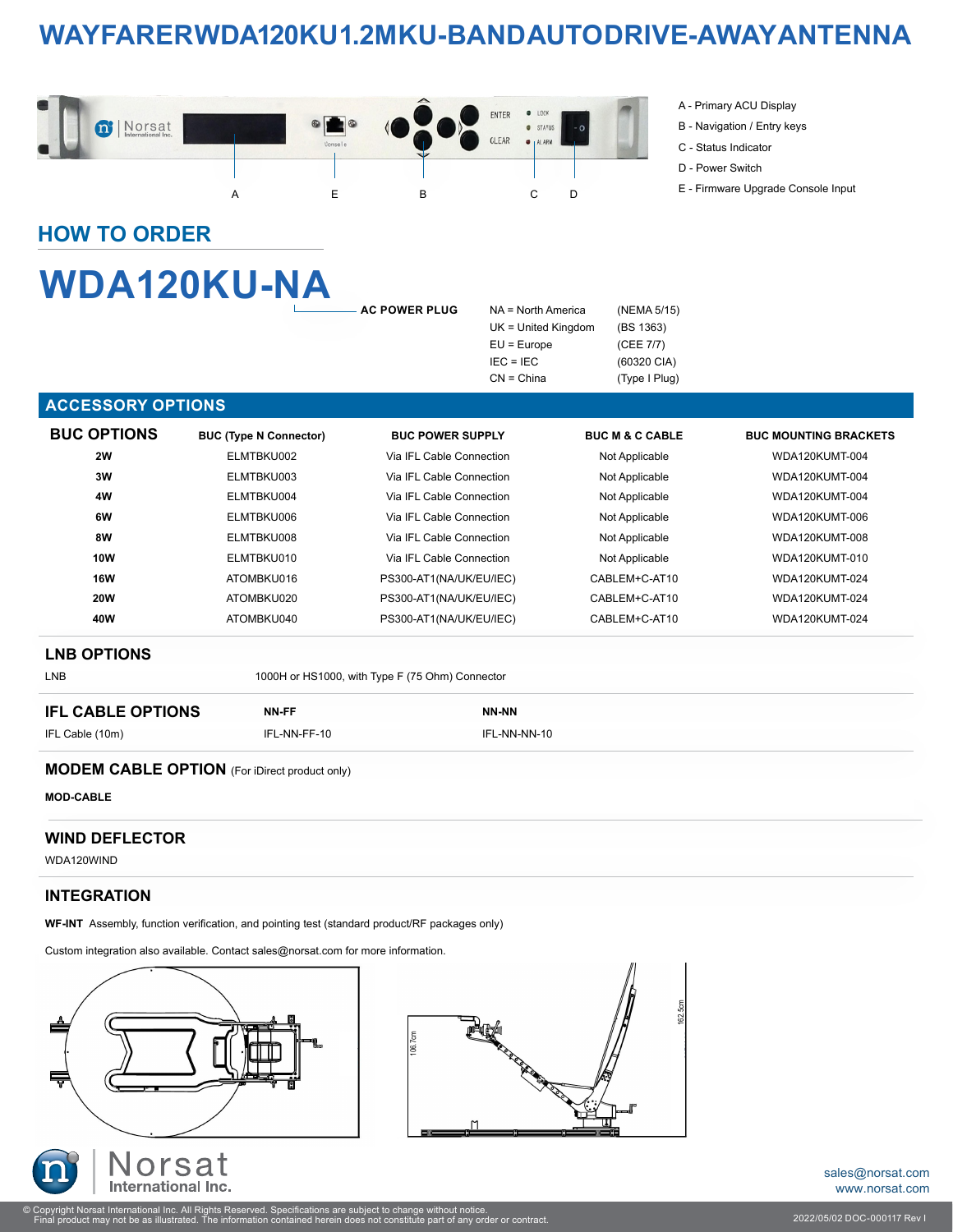# WAYFARERWDA120KU1.2MKU-BANDAUTODRIVE-AWAYANTENNA

A - Primary ACU Display
B - Navigation / Entry keys
C - Status Indicator
D - Power Switch
E - Firmware Upgrade Console Input

## HOW TO ORDER

# WDA120KU-NA

**AC POWER PLUG**

| | |
|---|---|
| NA = North America | (NEMA 5/15) |
| UK = United Kingdom | (BS 1363) |
| EU = Europe | (CEE 7/7) |
| IEC = IEC | (60320 CIA) |
| CN = China | (Type I Plug) |

## ACCESSORY OPTIONS

| BUC OPTIONS | BUC (Type N Connector) | BUC POWER SUPPLY | BUC M & C CABLE | BUC MOUNTING BRACKETS |
|---|---|---|---|---|
| 2W | ELMTBKU002 | Via IFL Cable Connection | Not Applicable | WDA120KUMT-004 |
| 3W | ELMTBKU003 | Via IFL Cable Connection | Not Applicable | WDA120KUMT-004 |
| 4W | ELMTBKU004 | Via IFL Cable Connection | Not Applicable | WDA120KUMT-004 |
| 6W | ELMTBKU006 | Via IFL Cable Connection | Not Applicable | WDA120KUMT-006 |
| 8W | ELMTBKU008 | Via IFL Cable Connection | Not Applicable | WDA120KUMT-008 |
| 10W | ELMTBKU010 | Via IFL Cable Connection | Not Applicable | WDA120KUMT-010 |
| 16W | ATOMBKU016 | PS300-AT1(NA/UK/EU/IEC) | CABLEM+C-AT10 | WDA120KUMT-024 |
| 20W | ATOMBKU020 | PS300-AT1(NA/UK/EU/IEC) | CABLEM+C-AT10 | WDA120KUMT-024 |
| 40W | ATOMBKU040 | PS300-AT1(NA/UK/EU/IEC) | CABLEM+C-AT10 | WDA120KUMT-024 |

### LNB OPTIONS

LNB — 1000H or HS1000, with Type F (75 Ohm) Connector

### IFL CABLE OPTIONS

| | NN-FF | NN-NN |
|---|---|---|
| IFL Cable (10m) | IFL-NN-FF-10 | IFL-NN-NN-10 |

### MODEM CABLE OPTION (For iDirect product only)

**MOD-CABLE**

### WIND DEFLECTOR

WDA120WIND

### INTEGRATION

**WF-INT** Assembly, function verification, and pointing test (standard product/RF packages only)

Custom integration also available. Contact sales@norsat.com for more information.

106.7cm

162.5cm

Norsat International Inc.

sales@norsat.com
www.norsat.com

© Copyright Norsat International Inc. All Rights Reserved. Specifications are subject to change without notice.
Final product may not be as illustrated. The information contained herein does not constitute part of any order or contract.

2022/05/02 DOC-000117 Rev I